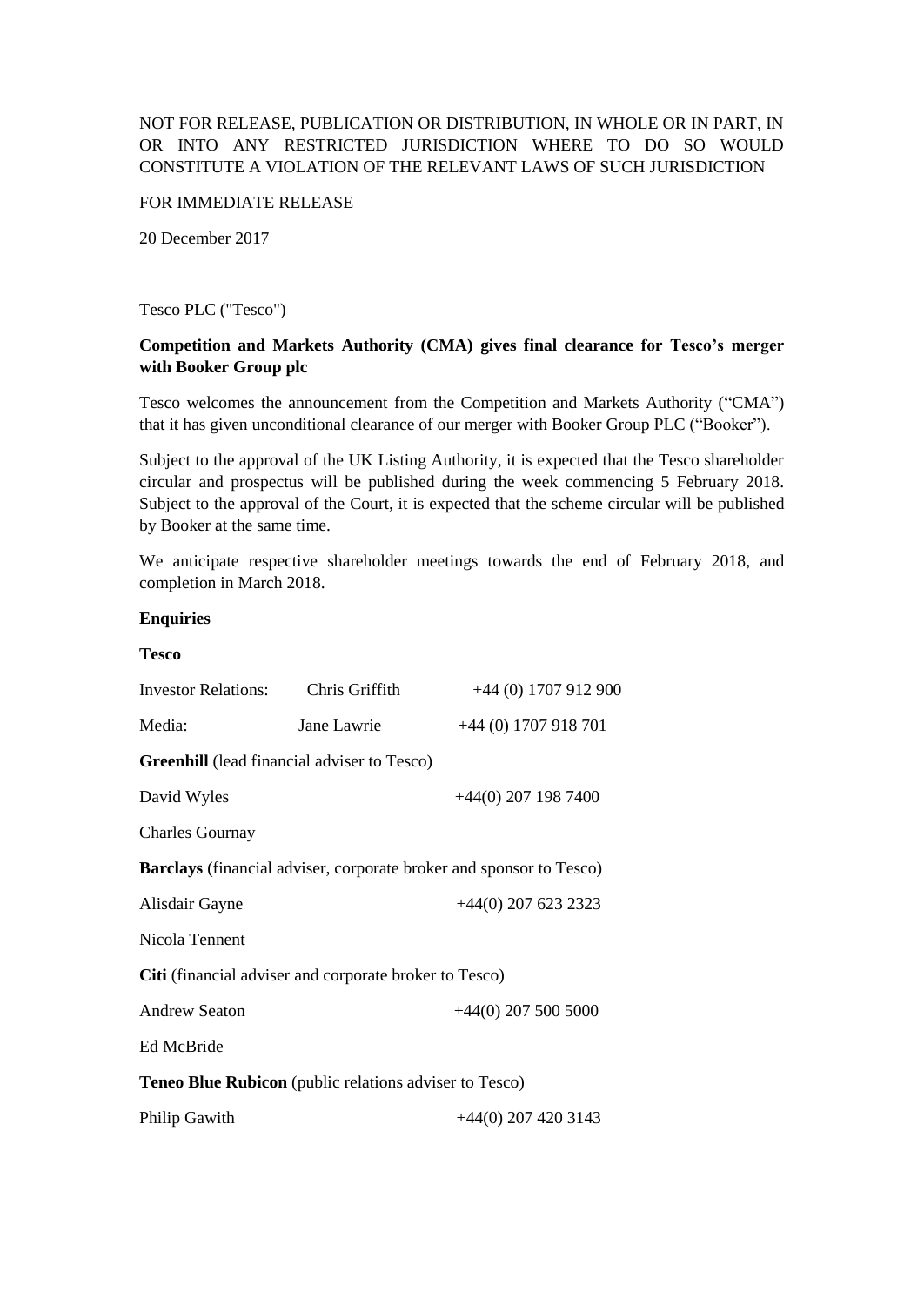NOT FOR RELEASE, PUBLICATION OR DISTRIBUTION, IN WHOLE OR IN PART, IN OR INTO ANY RESTRICTED JURISDICTION WHERE TO DO SO WOULD CONSTITUTE A VIOLATION OF THE RELEVANT LAWS OF SUCH JURISDICTION

FOR IMMEDIATE RELEASE

20 December 2017

Tesco PLC ("Tesco")

**Competition and Markets Authority (CMA) gives final clearance for Tesco's merger with Booker Group plc**

Tesco welcomes the announcement from the Competition and Markets Authority ("CMA") that it has given unconditional clearance of our merger with Booker Group PLC ("Booker").

Subject to the approval of the UK Listing Authority, it is expected that the Tesco shareholder circular and prospectus will be published during the week commencing 5 February 2018. Subject to the approval of the Court, it is expected that the scheme circular will be published by Booker at the same time.

We anticipate respective shareholder meetings towards the end of February 2018, and completion in March 2018.

**Enquiries**

**Tesco**

| | | |
|---|---|---|
| Investor Relations: | Chris Griffith | +44 (0) 1707 912 900 |
| Media: | Jane Lawrie | +44 (0) 1707 918 701 |

**Greenhill** (lead financial adviser to Tesco)

David Wyles +44(0) 207 198 7400

Charles Gournay

**Barclays** (financial adviser, corporate broker and sponsor to Tesco)

Alisdair Gayne +44(0) 207 623 2323

Nicola Tennent

**Citi** (financial adviser and corporate broker to Tesco)

Andrew Seaton +44(0) 207 500 5000

Ed McBride

**Teneo Blue Rubicon** (public relations adviser to Tesco)

Philip Gawith +44(0) 207 420 3143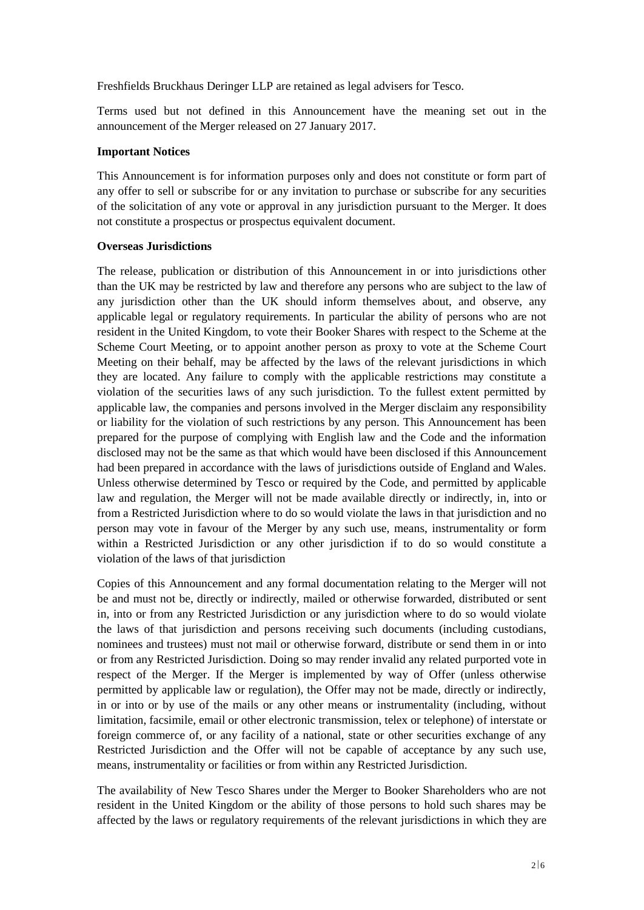Freshfields Bruckhaus Deringer LLP are retained as legal advisers for Tesco.

Terms used but not defined in this Announcement have the meaning set out in the announcement of the Merger released on 27 January 2017.

**Important Notices**

This Announcement is for information purposes only and does not constitute or form part of any offer to sell or subscribe for or any invitation to purchase or subscribe for any securities of the solicitation of any vote or approval in any jurisdiction pursuant to the Merger. It does not constitute a prospectus or prospectus equivalent document.

**Overseas Jurisdictions**

The release, publication or distribution of this Announcement in or into jurisdictions other than the UK may be restricted by law and therefore any persons who are subject to the law of any jurisdiction other than the UK should inform themselves about, and observe, any applicable legal or regulatory requirements. In particular the ability of persons who are not resident in the United Kingdom, to vote their Booker Shares with respect to the Scheme at the Scheme Court Meeting, or to appoint another person as proxy to vote at the Scheme Court Meeting on their behalf, may be affected by the laws of the relevant jurisdictions in which they are located. Any failure to comply with the applicable restrictions may constitute a violation of the securities laws of any such jurisdiction. To the fullest extent permitted by applicable law, the companies and persons involved in the Merger disclaim any responsibility or liability for the violation of such restrictions by any person. This Announcement has been prepared for the purpose of complying with English law and the Code and the information disclosed may not be the same as that which would have been disclosed if this Announcement had been prepared in accordance with the laws of jurisdictions outside of England and Wales. Unless otherwise determined by Tesco or required by the Code, and permitted by applicable law and regulation, the Merger will not be made available directly or indirectly, in, into or from a Restricted Jurisdiction where to do so would violate the laws in that jurisdiction and no person may vote in favour of the Merger by any such use, means, instrumentality or form within a Restricted Jurisdiction or any other jurisdiction if to do so would constitute a violation of the laws of that jurisdiction

Copies of this Announcement and any formal documentation relating to the Merger will not be and must not be, directly or indirectly, mailed or otherwise forwarded, distributed or sent in, into or from any Restricted Jurisdiction or any jurisdiction where to do so would violate the laws of that jurisdiction and persons receiving such documents (including custodians, nominees and trustees) must not mail or otherwise forward, distribute or send them in or into or from any Restricted Jurisdiction. Doing so may render invalid any related purported vote in respect of the Merger. If the Merger is implemented by way of Offer (unless otherwise permitted by applicable law or regulation), the Offer may not be made, directly or indirectly, in or into or by use of the mails or any other means or instrumentality (including, without limitation, facsimile, email or other electronic transmission, telex or telephone) of interstate or foreign commerce of, or any facility of a national, state or other securities exchange of any Restricted Jurisdiction and the Offer will not be capable of acceptance by any such use, means, instrumentality or facilities or from within any Restricted Jurisdiction.

The availability of New Tesco Shares under the Merger to Booker Shareholders who are not resident in the United Kingdom or the ability of those persons to hold such shares may be affected by the laws or regulatory requirements of the relevant jurisdictions in which they are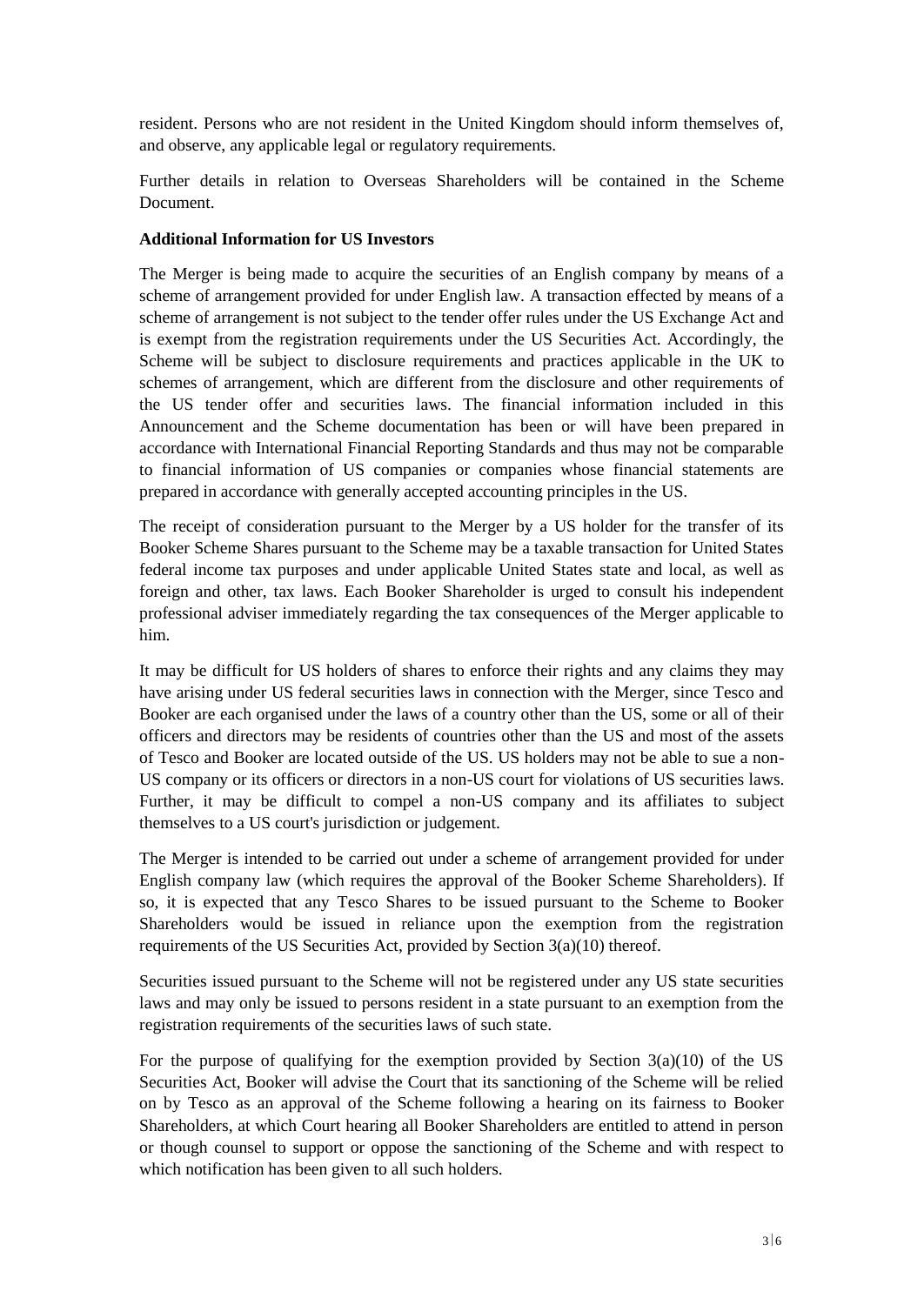resident. Persons who are not resident in the United Kingdom should inform themselves of, and observe, any applicable legal or regulatory requirements.

Further details in relation to Overseas Shareholders will be contained in the Scheme Document.

**Additional Information for US Investors**

The Merger is being made to acquire the securities of an English company by means of a scheme of arrangement provided for under English law. A transaction effected by means of a scheme of arrangement is not subject to the tender offer rules under the US Exchange Act and is exempt from the registration requirements under the US Securities Act. Accordingly, the Scheme will be subject to disclosure requirements and practices applicable in the UK to schemes of arrangement, which are different from the disclosure and other requirements of the US tender offer and securities laws. The financial information included in this Announcement and the Scheme documentation has been or will have been prepared in accordance with International Financial Reporting Standards and thus may not be comparable to financial information of US companies or companies whose financial statements are prepared in accordance with generally accepted accounting principles in the US.

The receipt of consideration pursuant to the Merger by a US holder for the transfer of its Booker Scheme Shares pursuant to the Scheme may be a taxable transaction for United States federal income tax purposes and under applicable United States state and local, as well as foreign and other, tax laws. Each Booker Shareholder is urged to consult his independent professional adviser immediately regarding the tax consequences of the Merger applicable to him.

It may be difficult for US holders of shares to enforce their rights and any claims they may have arising under US federal securities laws in connection with the Merger, since Tesco and Booker are each organised under the laws of a country other than the US, some or all of their officers and directors may be residents of countries other than the US and most of the assets of Tesco and Booker are located outside of the US. US holders may not be able to sue a non-US company or its officers or directors in a non-US court for violations of US securities laws. Further, it may be difficult to compel a non-US company and its affiliates to subject themselves to a US court's jurisdiction or judgement.

The Merger is intended to be carried out under a scheme of arrangement provided for under English company law (which requires the approval of the Booker Scheme Shareholders). If so, it is expected that any Tesco Shares to be issued pursuant to the Scheme to Booker Shareholders would be issued in reliance upon the exemption from the registration requirements of the US Securities Act, provided by Section 3(a)(10) thereof.

Securities issued pursuant to the Scheme will not be registered under any US state securities laws and may only be issued to persons resident in a state pursuant to an exemption from the registration requirements of the securities laws of such state.

For the purpose of qualifying for the exemption provided by Section 3(a)(10) of the US Securities Act, Booker will advise the Court that its sanctioning of the Scheme will be relied on by Tesco as an approval of the Scheme following a hearing on its fairness to Booker Shareholders, at which Court hearing all Booker Shareholders are entitled to attend in person or though counsel to support or oppose the sanctioning of the Scheme and with respect to which notification has been given to all such holders.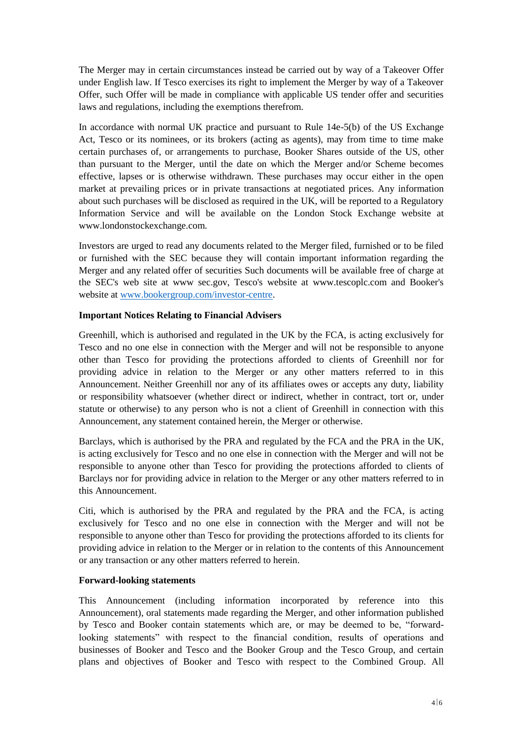The Merger may in certain circumstances instead be carried out by way of a Takeover Offer under English law. If Tesco exercises its right to implement the Merger by way of a Takeover Offer, such Offer will be made in compliance with applicable US tender offer and securities laws and regulations, including the exemptions therefrom.

In accordance with normal UK practice and pursuant to Rule 14e-5(b) of the US Exchange Act, Tesco or its nominees, or its brokers (acting as agents), may from time to time make certain purchases of, or arrangements to purchase, Booker Shares outside of the US, other than pursuant to the Merger, until the date on which the Merger and/or Scheme becomes effective, lapses or is otherwise withdrawn. These purchases may occur either in the open market at prevailing prices or in private transactions at negotiated prices. Any information about such purchases will be disclosed as required in the UK, will be reported to a Regulatory Information Service and will be available on the London Stock Exchange website at www.londonstockexchange.com.

Investors are urged to read any documents related to the Merger filed, furnished or to be filed or furnished with the SEC because they will contain important information regarding the Merger and any related offer of securities Such documents will be available free of charge at the SEC's web site at www sec.gov, Tesco's website at www.tescoplc.com and Booker's website at www.bookergroup.com/investor-centre.

**Important Notices Relating to Financial Advisers**

Greenhill, which is authorised and regulated in the UK by the FCA, is acting exclusively for Tesco and no one else in connection with the Merger and will not be responsible to anyone other than Tesco for providing the protections afforded to clients of Greenhill nor for providing advice in relation to the Merger or any other matters referred to in this Announcement. Neither Greenhill nor any of its affiliates owes or accepts any duty, liability or responsibility whatsoever (whether direct or indirect, whether in contract, tort or, under statute or otherwise) to any person who is not a client of Greenhill in connection with this Announcement, any statement contained herein, the Merger or otherwise.

Barclays, which is authorised by the PRA and regulated by the FCA and the PRA in the UK, is acting exclusively for Tesco and no one else in connection with the Merger and will not be responsible to anyone other than Tesco for providing the protections afforded to clients of Barclays nor for providing advice in relation to the Merger or any other matters referred to in this Announcement.

Citi, which is authorised by the PRA and regulated by the PRA and the FCA, is acting exclusively for Tesco and no one else in connection with the Merger and will not be responsible to anyone other than Tesco for providing the protections afforded to its clients for providing advice in relation to the Merger or in relation to the contents of this Announcement or any transaction or any other matters referred to herein.

**Forward-looking statements**

This Announcement (including information incorporated by reference into this Announcement), oral statements made regarding the Merger, and other information published by Tesco and Booker contain statements which are, or may be deemed to be, "forward-looking statements" with respect to the financial condition, results of operations and businesses of Booker and Tesco and the Booker Group and the Tesco Group, and certain plans and objectives of Booker and Tesco with respect to the Combined Group. All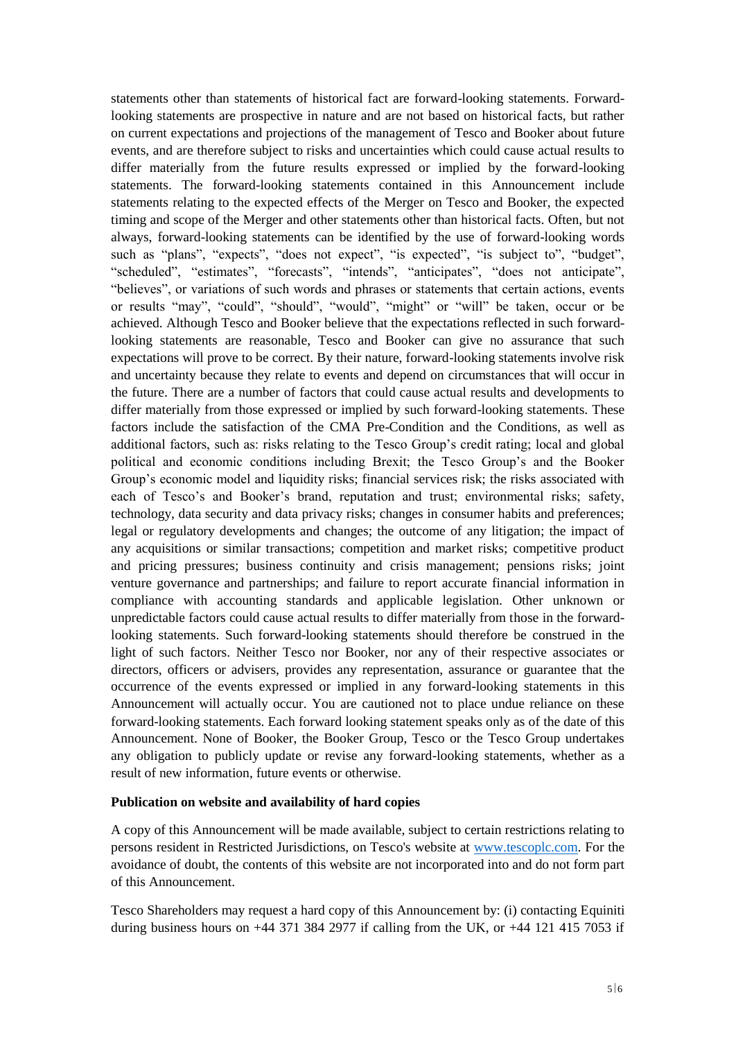statements other than statements of historical fact are forward-looking statements. Forward-looking statements are prospective in nature and are not based on historical facts, but rather on current expectations and projections of the management of Tesco and Booker about future events, and are therefore subject to risks and uncertainties which could cause actual results to differ materially from the future results expressed or implied by the forward-looking statements. The forward-looking statements contained in this Announcement include statements relating to the expected effects of the Merger on Tesco and Booker, the expected timing and scope of the Merger and other statements other than historical facts. Often, but not always, forward-looking statements can be identified by the use of forward-looking words such as "plans", "expects", "does not expect", "is expected", "is subject to", "budget", "scheduled", "estimates", "forecasts", "intends", "anticipates", "does not anticipate", "believes", or variations of such words and phrases or statements that certain actions, events or results "may", "could", "should", "would", "might" or "will" be taken, occur or be achieved. Although Tesco and Booker believe that the expectations reflected in such forward-looking statements are reasonable, Tesco and Booker can give no assurance that such expectations will prove to be correct. By their nature, forward-looking statements involve risk and uncertainty because they relate to events and depend on circumstances that will occur in the future. There are a number of factors that could cause actual results and developments to differ materially from those expressed or implied by such forward-looking statements. These factors include the satisfaction of the CMA Pre-Condition and the Conditions, as well as additional factors, such as: risks relating to the Tesco Group's credit rating; local and global political and economic conditions including Brexit; the Tesco Group's and the Booker Group's economic model and liquidity risks; financial services risk; the risks associated with each of Tesco's and Booker's brand, reputation and trust; environmental risks; safety, technology, data security and data privacy risks; changes in consumer habits and preferences; legal or regulatory developments and changes; the outcome of any litigation; the impact of any acquisitions or similar transactions; competition and market risks; competitive product and pricing pressures; business continuity and crisis management; pensions risks; joint venture governance and partnerships; and failure to report accurate financial information in compliance with accounting standards and applicable legislation. Other unknown or unpredictable factors could cause actual results to differ materially from those in the forward-looking statements. Such forward-looking statements should therefore be construed in the light of such factors. Neither Tesco nor Booker, nor any of their respective associates or directors, officers or advisers, provides any representation, assurance or guarantee that the occurrence of the events expressed or implied in any forward-looking statements in this Announcement will actually occur. You are cautioned not to place undue reliance on these forward-looking statements. Each forward looking statement speaks only as of the date of this Announcement. None of Booker, the Booker Group, Tesco or the Tesco Group undertakes any obligation to publicly update or revise any forward-looking statements, whether as a result of new information, future events or otherwise.

**Publication on website and availability of hard copies**

A copy of this Announcement will be made available, subject to certain restrictions relating to persons resident in Restricted Jurisdictions, on Tesco's website at www.tescoplc.com. For the avoidance of doubt, the contents of this website are not incorporated into and do not form part of this Announcement.

Tesco Shareholders may request a hard copy of this Announcement by: (i) contacting Equiniti during business hours on +44 371 384 2977 if calling from the UK, or +44 121 415 7053 if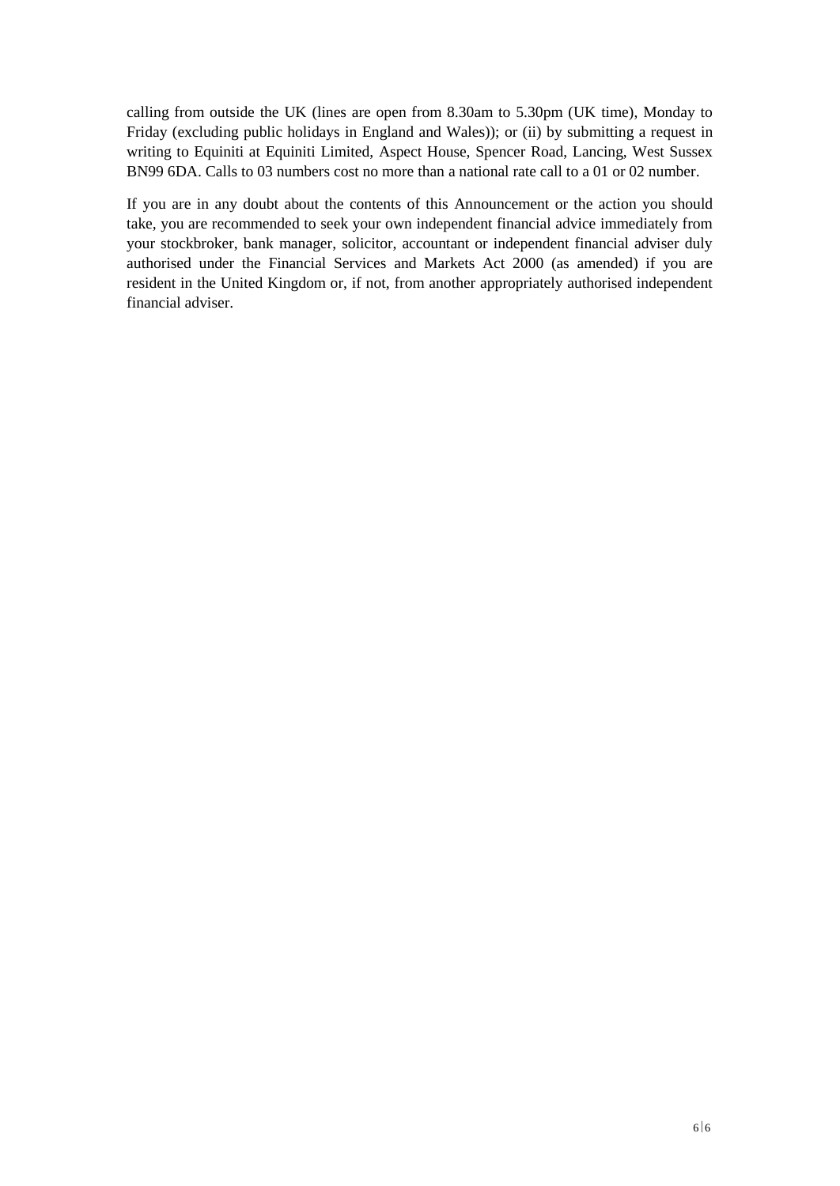calling from outside the UK (lines are open from 8.30am to 5.30pm (UK time), Monday to Friday (excluding public holidays in England and Wales)); or (ii) by submitting a request in writing to Equiniti at Equiniti Limited, Aspect House, Spencer Road, Lancing, West Sussex BN99 6DA. Calls to 03 numbers cost no more than a national rate call to a 01 or 02 number.

If you are in any doubt about the contents of this Announcement or the action you should take, you are recommended to seek your own independent financial advice immediately from your stockbroker, bank manager, solicitor, accountant or independent financial adviser duly authorised under the Financial Services and Markets Act 2000 (as amended) if you are resident in the United Kingdom or, if not, from another appropriately authorised independent financial adviser.